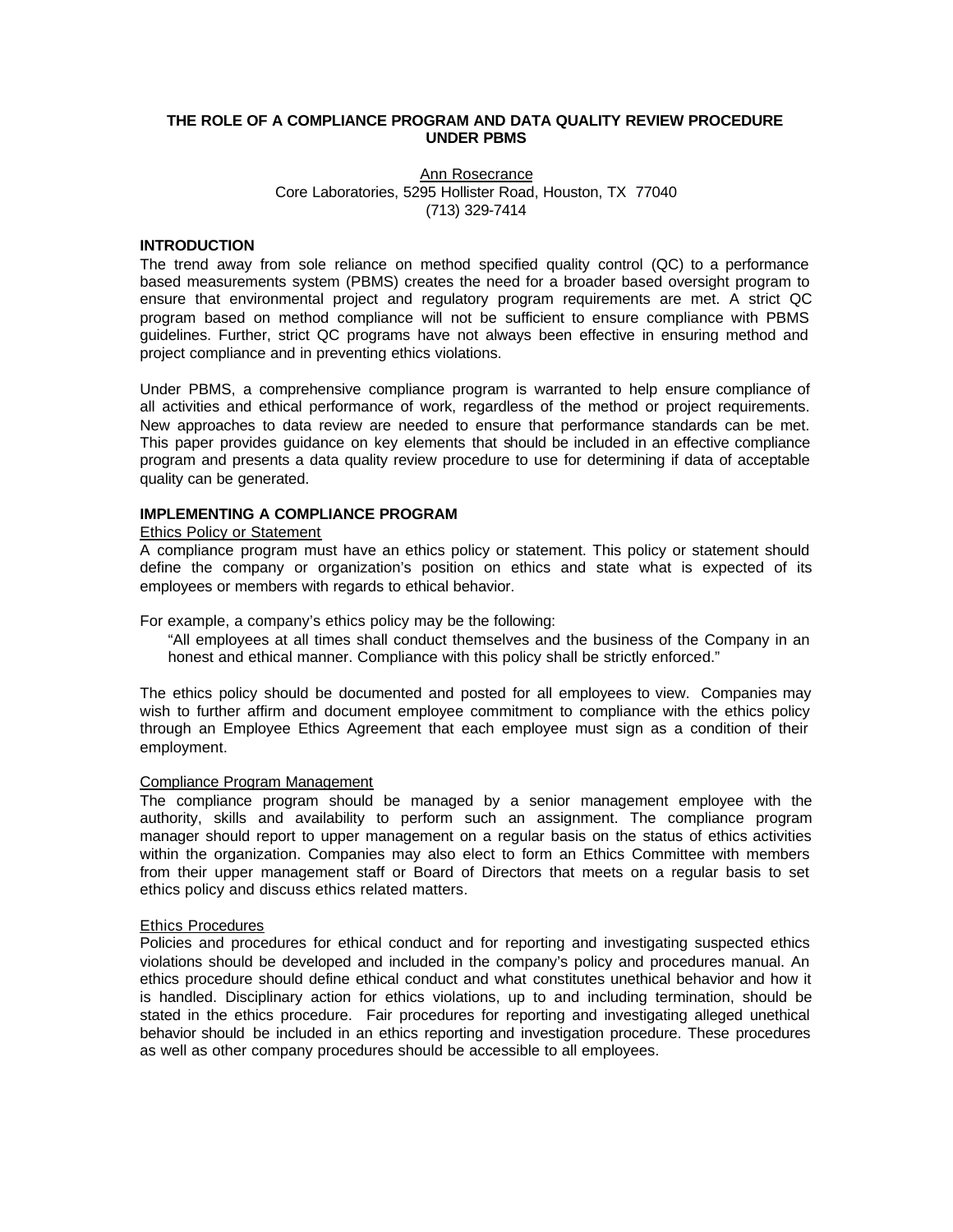# THE ROLE OF A COMPLIANCE PROGRAM AND DATA QUALITY REVIEW PROCEDURE UNDER PBMS

Ann Rosecrance
Core Laboratories, 5295 Hollister Road, Houston, TX 77040
(713) 329-7414

## INTRODUCTION

The trend away from sole reliance on method specified quality control (QC) to a performance based measurements system (PBMS) creates the need for a broader based oversight program to ensure that environmental project and regulatory program requirements are met. A strict QC program based on method compliance will not be sufficient to ensure compliance with PBMS guidelines. Further, strict QC programs have not always been effective in ensuring method and project compliance and in preventing ethics violations.

Under PBMS, a comprehensive compliance program is warranted to help ensure compliance of all activities and ethical performance of work, regardless of the method or project requirements. New approaches to data review are needed to ensure that performance standards can be met. This paper provides guidance on key elements that should be included in an effective compliance program and presents a data quality review procedure to use for determining if data of acceptable quality can be generated.

## IMPLEMENTING A COMPLIANCE PROGRAM

### Ethics Policy or Statement

A compliance program must have an ethics policy or statement. This policy or statement should define the company or organization's position on ethics and state what is expected of its employees or members with regards to ethical behavior.

For example, a company's ethics policy may be the following:

> "All employees at all times shall conduct themselves and the business of the Company in an honest and ethical manner. Compliance with this policy shall be strictly enforced."

The ethics policy should be documented and posted for all employees to view. Companies may wish to further affirm and document employee commitment to compliance with the ethics policy through an Employee Ethics Agreement that each employee must sign as a condition of their employment.

### Compliance Program Management

The compliance program should be managed by a senior management employee with the authority, skills and availability to perform such an assignment. The compliance program manager should report to upper management on a regular basis on the status of ethics activities within the organization. Companies may also elect to form an Ethics Committee with members from their upper management staff or Board of Directors that meets on a regular basis to set ethics policy and discuss ethics related matters.

### Ethics Procedures

Policies and procedures for ethical conduct and for reporting and investigating suspected ethics violations should be developed and included in the company's policy and procedures manual. An ethics procedure should define ethical conduct and what constitutes unethical behavior and how it is handled. Disciplinary action for ethics violations, up to and including termination, should be stated in the ethics procedure. Fair procedures for reporting and investigating alleged unethical behavior should be included in an ethics reporting and investigation procedure. These procedures as well as other company procedures should be accessible to all employees.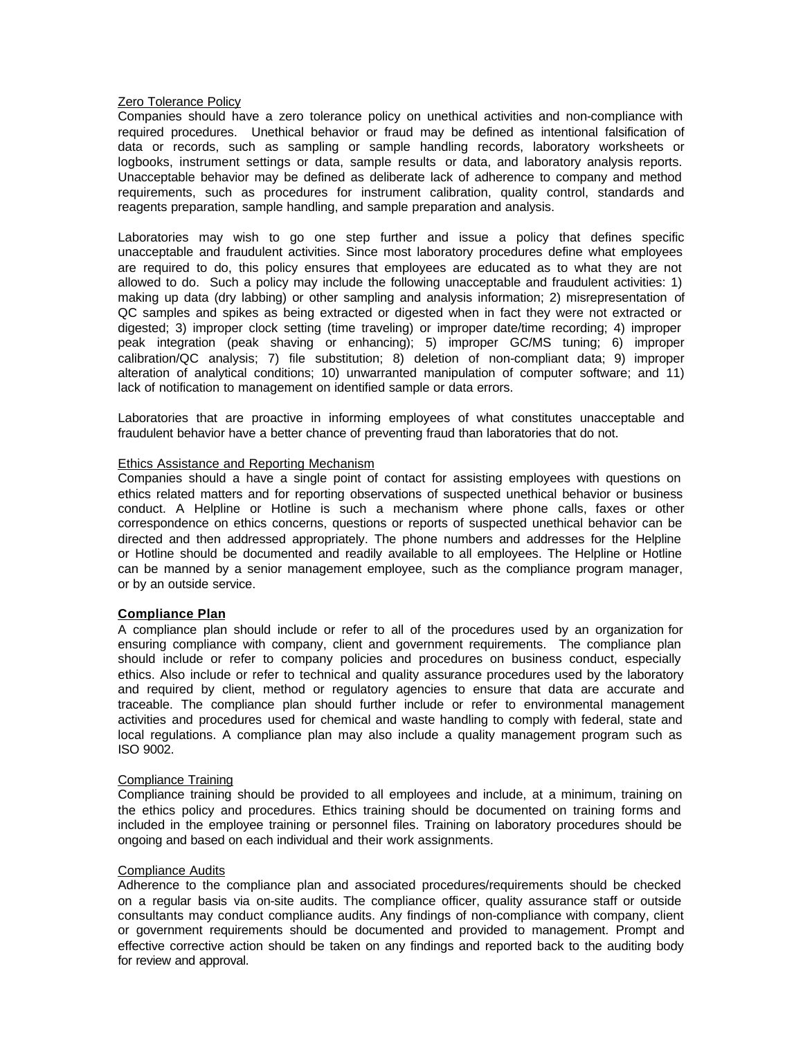Zero Tolerance Policy

Companies should have a zero tolerance policy on unethical activities and non-compliance with required procedures. Unethical behavior or fraud may be defined as intentional falsification of data or records, such as sampling or sample handling records, laboratory worksheets or logbooks, instrument settings or data, sample results or data, and laboratory analysis reports. Unacceptable behavior may be defined as deliberate lack of adherence to company and method requirements, such as procedures for instrument calibration, quality control, standards and reagents preparation, sample handling, and sample preparation and analysis.

Laboratories may wish to go one step further and issue a policy that defines specific unacceptable and fraudulent activities. Since most laboratory procedures define what employees are required to do, this policy ensures that employees are educated as to what they are not allowed to do. Such a policy may include the following unacceptable and fraudulent activities: 1) making up data (dry labbing) or other sampling and analysis information; 2) misrepresentation of QC samples and spikes as being extracted or digested when in fact they were not extracted or digested; 3) improper clock setting (time traveling) or improper date/time recording; 4) improper peak integration (peak shaving or enhancing); 5) improper GC/MS tuning; 6) improper calibration/QC analysis; 7) file substitution; 8) deletion of non-compliant data; 9) improper alteration of analytical conditions; 10) unwarranted manipulation of computer software; and 11) lack of notification to management on identified sample or data errors.

Laboratories that are proactive in informing employees of what constitutes unacceptable and fraudulent behavior have a better chance of preventing fraud than laboratories that do not.

Ethics Assistance and Reporting Mechanism

Companies should a have a single point of contact for assisting employees with questions on ethics related matters and for reporting observations of suspected unethical behavior or business conduct. A Helpline or Hotline is such a mechanism where phone calls, faxes or other correspondence on ethics concerns, questions or reports of suspected unethical behavior can be directed and then addressed appropriately. The phone numbers and addresses for the Helpline or Hotline should be documented and readily available to all employees. The Helpline or Hotline can be manned by a senior management employee, such as the compliance program manager, or by an outside service.

**Compliance Plan**

A compliance plan should include or refer to all of the procedures used by an organization for ensuring compliance with company, client and government requirements. The compliance plan should include or refer to company policies and procedures on business conduct, especially ethics. Also include or refer to technical and quality assurance procedures used by the laboratory and required by client, method or regulatory agencies to ensure that data are accurate and traceable. The compliance plan should further include or refer to environmental management activities and procedures used for chemical and waste handling to comply with federal, state and local regulations. A compliance plan may also include a quality management program such as ISO 9002.

Compliance Training

Compliance training should be provided to all employees and include, at a minimum, training on the ethics policy and procedures. Ethics training should be documented on training forms and included in the employee training or personnel files. Training on laboratory procedures should be ongoing and based on each individual and their work assignments.

Compliance Audits

Adherence to the compliance plan and associated procedures/requirements should be checked on a regular basis via on-site audits. The compliance officer, quality assurance staff or outside consultants may conduct compliance audits. Any findings of non-compliance with company, client or government requirements should be documented and provided to management. Prompt and effective corrective action should be taken on any findings and reported back to the auditing body for review and approval.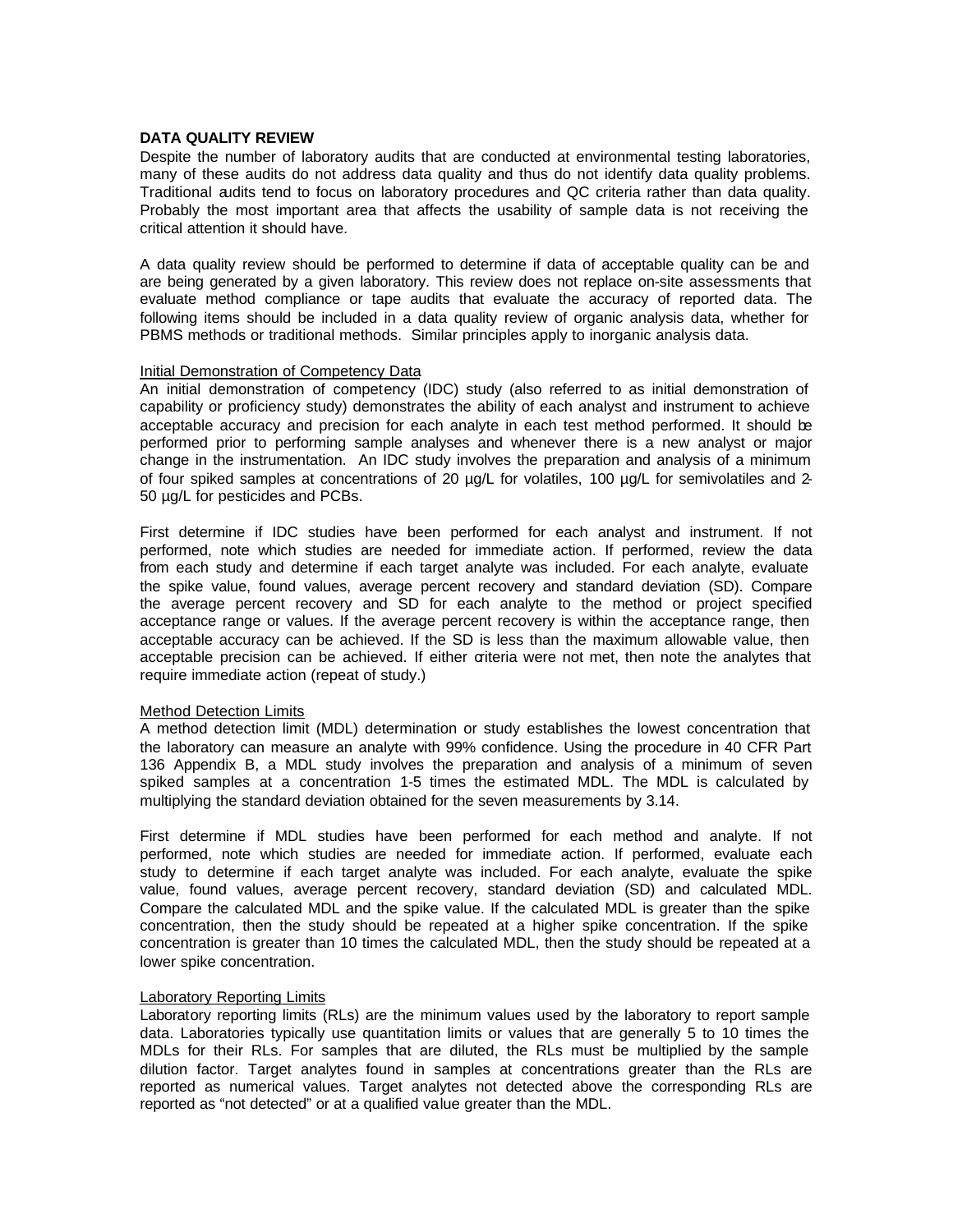**DATA QUALITY REVIEW**

Despite the number of laboratory audits that are conducted at environmental testing laboratories, many of these audits do not address data quality and thus do not identify data quality problems. Traditional audits tend to focus on laboratory procedures and QC criteria rather than data quality. Probably the most important area that affects the usability of sample data is not receiving the critical attention it should have.

A data quality review should be performed to determine if data of acceptable quality can be and are being generated by a given laboratory. This review does not replace on-site assessments that evaluate method compliance or tape audits that evaluate the accuracy of reported data. The following items should be included in a data quality review of organic analysis data, whether for PBMS methods or traditional methods. Similar principles apply to inorganic analysis data.

Initial Demonstration of Competency Data

An initial demonstration of competency (IDC) study (also referred to as initial demonstration of capability or proficiency study) demonstrates the ability of each analyst and instrument to achieve acceptable accuracy and precision for each analyte in each test method performed. It should be performed prior to performing sample analyses and whenever there is a new analyst or major change in the instrumentation. An IDC study involves the preparation and analysis of a minimum of four spiked samples at concentrations of 20 µg/L for volatiles, 100 µg/L for semivolatiles and 2-50 µg/L for pesticides and PCBs.

First determine if IDC studies have been performed for each analyst and instrument. If not performed, note which studies are needed for immediate action. If performed, review the data from each study and determine if each target analyte was included. For each analyte, evaluate the spike value, found values, average percent recovery and standard deviation (SD). Compare the average percent recovery and SD for each analyte to the method or project specified acceptance range or values. If the average percent recovery is within the acceptance range, then acceptable accuracy can be achieved. If the SD is less than the maximum allowable value, then acceptable precision can be achieved. If either criteria were not met, then note the analytes that require immediate action (repeat of study.)

Method Detection Limits

A method detection limit (MDL) determination or study establishes the lowest concentration that the laboratory can measure an analyte with 99% confidence. Using the procedure in 40 CFR Part 136 Appendix B, a MDL study involves the preparation and analysis of a minimum of seven spiked samples at a concentration 1-5 times the estimated MDL. The MDL is calculated by multiplying the standard deviation obtained for the seven measurements by 3.14.

First determine if MDL studies have been performed for each method and analyte. If not performed, note which studies are needed for immediate action. If performed, evaluate each study to determine if each target analyte was included. For each analyte, evaluate the spike value, found values, average percent recovery, standard deviation (SD) and calculated MDL. Compare the calculated MDL and the spike value. If the calculated MDL is greater than the spike concentration, then the study should be repeated at a higher spike concentration. If the spike concentration is greater than 10 times the calculated MDL, then the study should be repeated at a lower spike concentration.

Laboratory Reporting Limits

Laboratory reporting limits (RLs) are the minimum values used by the laboratory to report sample data. Laboratories typically use quantitation limits or values that are generally 5 to 10 times the MDLs for their RLs. For samples that are diluted, the RLs must be multiplied by the sample dilution factor. Target analytes found in samples at concentrations greater than the RLs are reported as numerical values. Target analytes not detected above the corresponding RLs are reported as "not detected" or at a qualified value greater than the MDL.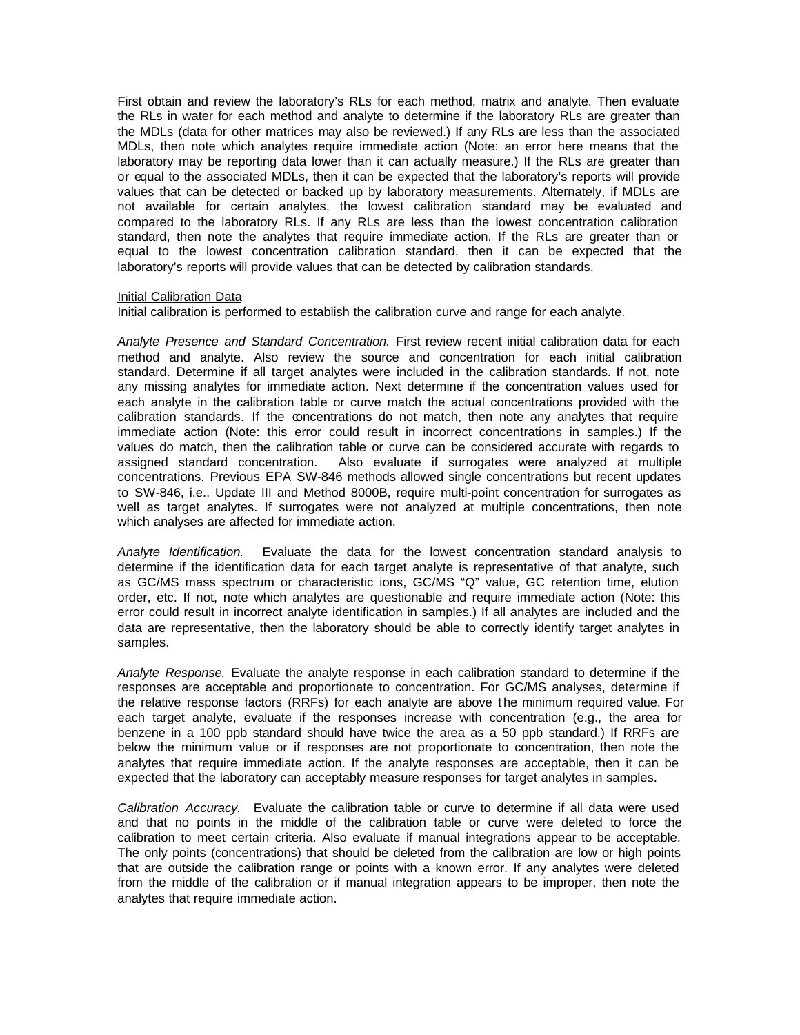First obtain and review the laboratory's RLs for each method, matrix and analyte. Then evaluate the RLs in water for each method and analyte to determine if the laboratory RLs are greater than the MDLs (data for other matrices may also be reviewed.) If any RLs are less than the associated MDLs, then note which analytes require immediate action (Note: an error here means that the laboratory may be reporting data lower than it can actually measure.) If the RLs are greater than or equal to the associated MDLs, then it can be expected that the laboratory's reports will provide values that can be detected or backed up by laboratory measurements. Alternately, if MDLs are not available for certain analytes, the lowest calibration standard may be evaluated and compared to the laboratory RLs. If any RLs are less than the lowest concentration calibration standard, then note the analytes that require immediate action. If the RLs are greater than or equal to the lowest concentration calibration standard, then it can be expected that the laboratory's reports will provide values that can be detected by calibration standards.

Initial Calibration Data

Initial calibration is performed to establish the calibration curve and range for each analyte.

*Analyte Presence and Standard Concentration.* First review recent initial calibration data for each method and analyte. Also review the source and concentration for each initial calibration standard. Determine if all target analytes were included in the calibration standards. If not, note any missing analytes for immediate action. Next determine if the concentration values used for each analyte in the calibration table or curve match the actual concentrations provided with the calibration standards. If the concentrations do not match, then note any analytes that require immediate action (Note: this error could result in incorrect concentrations in samples.) If the values do match, then the calibration table or curve can be considered accurate with regards to assigned standard concentration. Also evaluate if surrogates were analyzed at multiple concentrations. Previous EPA SW-846 methods allowed single concentrations but recent updates to SW-846, i.e., Update III and Method 8000B, require multi-point concentration for surrogates as well as target analytes. If surrogates were not analyzed at multiple concentrations, then note which analyses are affected for immediate action.

*Analyte Identification.* Evaluate the data for the lowest concentration standard analysis to determine if the identification data for each target analyte is representative of that analyte, such as GC/MS mass spectrum or characteristic ions, GC/MS "Q" value, GC retention time, elution order, etc. If not, note which analytes are questionable and require immediate action (Note: this error could result in incorrect analyte identification in samples.) If all analytes are included and the data are representative, then the laboratory should be able to correctly identify target analytes in samples.

*Analyte Response.* Evaluate the analyte response in each calibration standard to determine if the responses are acceptable and proportionate to concentration. For GC/MS analyses, determine if the relative response factors (RRFs) for each analyte are above the minimum required value. For each target analyte, evaluate if the responses increase with concentration (e.g., the area for benzene in a 100 ppb standard should have twice the area as a 50 ppb standard.) If RRFs are below the minimum value or if responses are not proportionate to concentration, then note the analytes that require immediate action. If the analyte responses are acceptable, then it can be expected that the laboratory can acceptably measure responses for target analytes in samples.

*Calibration Accuracy.* Evaluate the calibration table or curve to determine if all data were used and that no points in the middle of the calibration table or curve were deleted to force the calibration to meet certain criteria. Also evaluate if manual integrations appear to be acceptable. The only points (concentrations) that should be deleted from the calibration are low or high points that are outside the calibration range or points with a known error. If any analytes were deleted from the middle of the calibration or if manual integration appears to be improper, then note the analytes that require immediate action.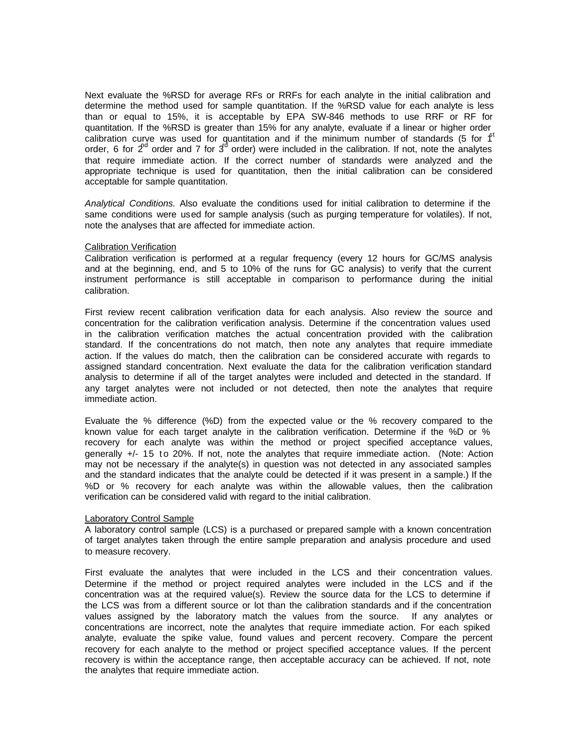Next evaluate the %RSD for average RFs or RRFs for each analyte in the initial calibration and determine the method used for sample quantitation. If the %RSD value for each analyte is less than or equal to 15%, it is acceptable by EPA SW-846 methods to use RRF or RF for quantitation. If the %RSD is greater than 15% for any analyte, evaluate if a linear or higher order calibration curve was used for quantitation and if the minimum number of standards (5 for $1^{st}$ order, 6 for $2^{nd}$ order and 7 for $3^{rd}$ order) were included in the calibration. If not, note the analytes that require immediate action. If the correct number of standards were analyzed and the appropriate technique is used for quantitation, then the initial calibration can be considered acceptable for sample quantitation.

*Analytical Conditions.* Also evaluate the conditions used for initial calibration to determine if the same conditions were used for sample analysis (such as purging temperature for volatiles). If not, note the analyses that are affected for immediate action.

Calibration Verification

Calibration verification is performed at a regular frequency (every 12 hours for GC/MS analysis and at the beginning, end, and 5 to 10% of the runs for GC analysis) to verify that the current instrument performance is still acceptable in comparison to performance during the initial calibration.

First review recent calibration verification data for each analysis. Also review the source and concentration for the calibration verification analysis. Determine if the concentration values used in the calibration verification matches the actual concentration provided with the calibration standard. If the concentrations do not match, then note any analytes that require immediate action. If the values do match, then the calibration can be considered accurate with regards to assigned standard concentration. Next evaluate the data for the calibration verification standard analysis to determine if all of the target analytes were included and detected in the standard. If any target analytes were not included or not detected, then note the analytes that require immediate action.

Evaluate the % difference (%D) from the expected value or the % recovery compared to the known value for each target analyte in the calibration verification. Determine if the %D or % recovery for each analyte was within the method or project specified acceptance values, generally +/- 15 to 20%. If not, note the analytes that require immediate action. (Note: Action may not be necessary if the analyte(s) in question was not detected in any associated samples and the standard indicates that the analyte could be detected if it was present in a sample.) If the %D or % recovery for each analyte was within the allowable values, then the calibration verification can be considered valid with regard to the initial calibration.

Laboratory Control Sample

A laboratory control sample (LCS) is a purchased or prepared sample with a known concentration of target analytes taken through the entire sample preparation and analysis procedure and used to measure recovery.

First evaluate the analytes that were included in the LCS and their concentration values. Determine if the method or project required analytes were included in the LCS and if the concentration was at the required value(s). Review the source data for the LCS to determine if the LCS was from a different source or lot than the calibration standards and if the concentration values assigned by the laboratory match the values from the source. If any analytes or concentrations are incorrect, note the analytes that require immediate action. For each spiked analyte, evaluate the spike value, found values and percent recovery. Compare the percent recovery for each analyte to the method or project specified acceptance values. If the percent recovery is within the acceptance range, then acceptable accuracy can be achieved. If not, note the analytes that require immediate action.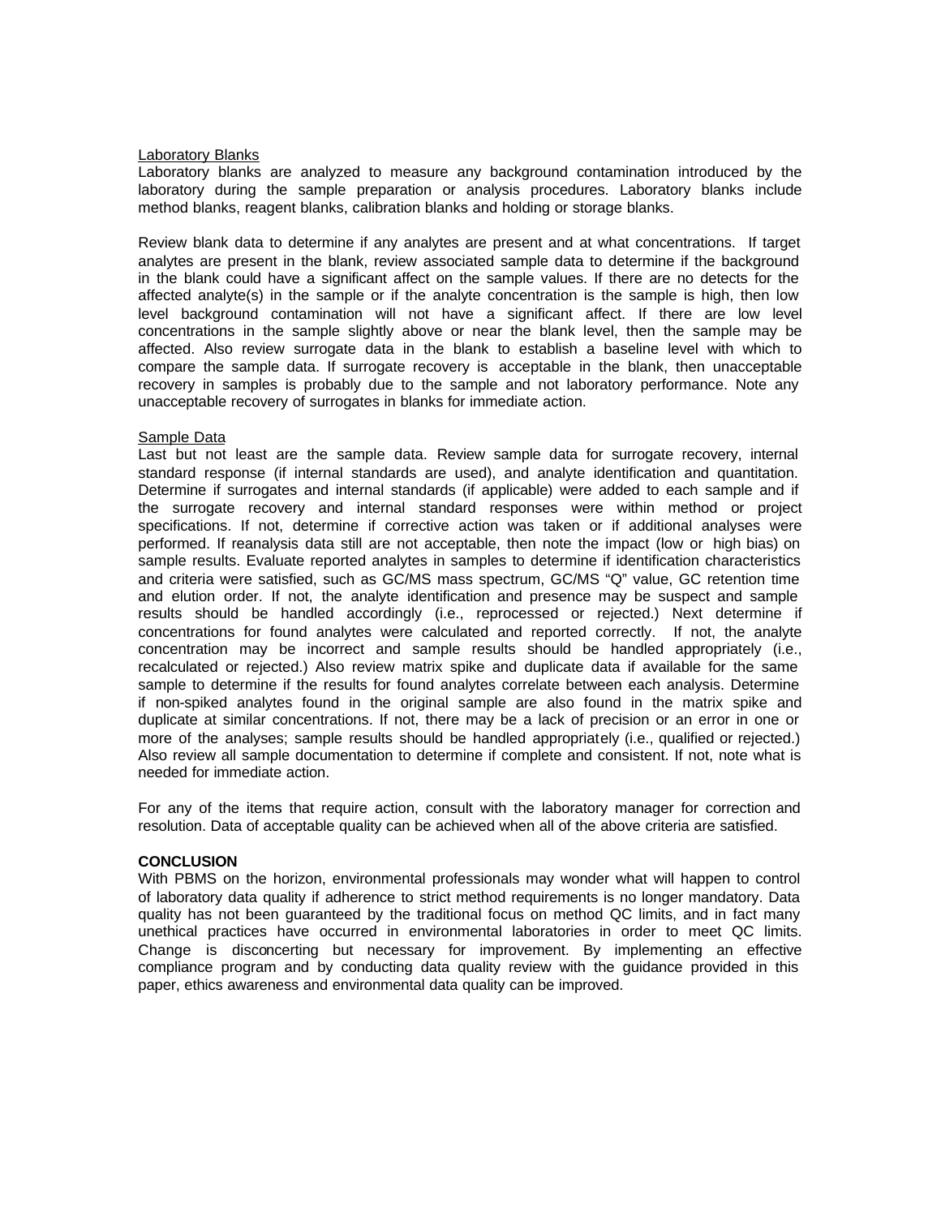Laboratory Blanks

Laboratory blanks are analyzed to measure any background contamination introduced by the laboratory during the sample preparation or analysis procedures. Laboratory blanks include method blanks, reagent blanks, calibration blanks and holding or storage blanks.

Review blank data to determine if any analytes are present and at what concentrations. If target analytes are present in the blank, review associated sample data to determine if the background in the blank could have a significant affect on the sample values. If there are no detects for the affected analyte(s) in the sample or if the analyte concentration is the sample is high, then low level background contamination will not have a significant affect. If there are low level concentrations in the sample slightly above or near the blank level, then the sample may be affected. Also review surrogate data in the blank to establish a baseline level with which to compare the sample data. If surrogate recovery is acceptable in the blank, then unacceptable recovery in samples is probably due to the sample and not laboratory performance. Note any unacceptable recovery of surrogates in blanks for immediate action.

Sample Data

Last but not least are the sample data. Review sample data for surrogate recovery, internal standard response (if internal standards are used), and analyte identification and quantitation. Determine if surrogates and internal standards (if applicable) were added to each sample and if the surrogate recovery and internal standard responses were within method or project specifications. If not, determine if corrective action was taken or if additional analyses were performed. If reanalysis data still are not acceptable, then note the impact (low or high bias) on sample results. Evaluate reported analytes in samples to determine if identification characteristics and criteria were satisfied, such as GC/MS mass spectrum, GC/MS "Q" value, GC retention time and elution order. If not, the analyte identification and presence may be suspect and sample results should be handled accordingly (i.e., reprocessed or rejected.) Next determine if concentrations for found analytes were calculated and reported correctly. If not, the analyte concentration may be incorrect and sample results should be handled appropriately (i.e., recalculated or rejected.) Also review matrix spike and duplicate data if available for the same sample to determine if the results for found analytes correlate between each analysis. Determine if non-spiked analytes found in the original sample are also found in the matrix spike and duplicate at similar concentrations. If not, there may be a lack of precision or an error in one or more of the analyses; sample results should be handled appropriately (i.e., qualified or rejected.) Also review all sample documentation to determine if complete and consistent. If not, note what is needed for immediate action.

For any of the items that require action, consult with the laboratory manager for correction and resolution. Data of acceptable quality can be achieved when all of the above criteria are satisfied.

**CONCLUSION**

With PBMS on the horizon, environmental professionals may wonder what will happen to control of laboratory data quality if adherence to strict method requirements is no longer mandatory. Data quality has not been guaranteed by the traditional focus on method QC limits, and in fact many unethical practices have occurred in environmental laboratories in order to meet QC limits. Change is disconcerting but necessary for improvement. By implementing an effective compliance program and by conducting data quality review with the guidance provided in this paper, ethics awareness and environmental data quality can be improved.